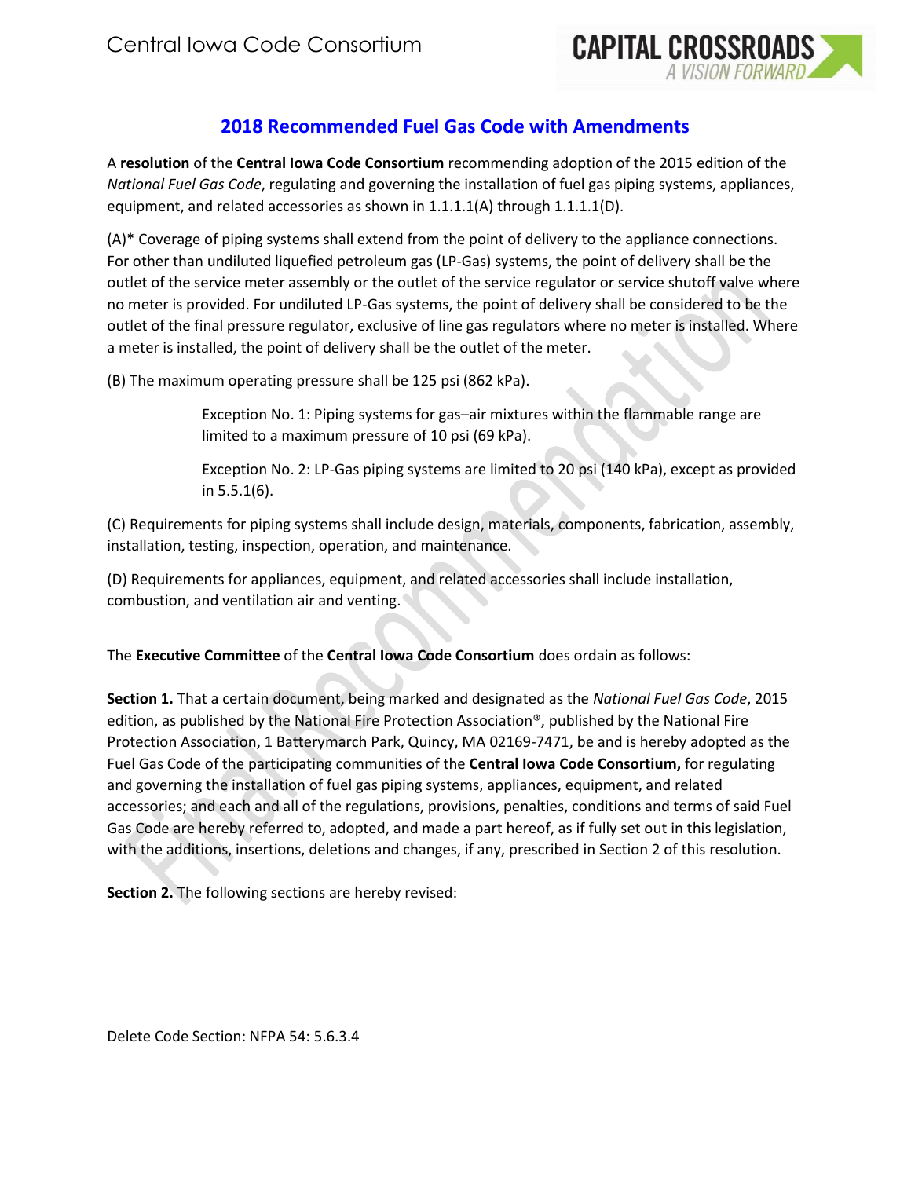Central Iowa Code Consortium

CAPITAL CROSSROADS
A VISION FORWARD

## 2018 Recommended Fuel Gas Code with Amendments

A **resolution** of the **Central Iowa Code Consortium** recommending adoption of the 2015 edition of the *National Fuel Gas Code*, regulating and governing the installation of fuel gas piping systems, appliances, equipment, and related accessories as shown in 1.1.1.1(A) through 1.1.1.1(D).

(A)* Coverage of piping systems shall extend from the point of delivery to the appliance connections. For other than undiluted liquefied petroleum gas (LP-Gas) systems, the point of delivery shall be the outlet of the service meter assembly or the outlet of the service regulator or service shutoff valve where no meter is provided. For undiluted LP-Gas systems, the point of delivery shall be considered to be the outlet of the final pressure regulator, exclusive of line gas regulators where no meter is installed. Where a meter is installed, the point of delivery shall be the outlet of the meter.

(B) The maximum operating pressure shall be 125 psi (862 kPa).

> Exception No. 1: Piping systems for gas–air mixtures within the flammable range are limited to a maximum pressure of 10 psi (69 kPa).
>
> Exception No. 2: LP-Gas piping systems are limited to 20 psi (140 kPa), except as provided in 5.5.1(6).

(C) Requirements for piping systems shall include design, materials, components, fabrication, assembly, installation, testing, inspection, operation, and maintenance.

(D) Requirements for appliances, equipment, and related accessories shall include installation, combustion, and ventilation air and venting.

The **Executive Committee** of the **Central Iowa Code Consortium** does ordain as follows:

**Section 1.** That a certain document, being marked and designated as the *National Fuel Gas Code*, 2015 edition, as published by the National Fire Protection Association®, published by the National Fire Protection Association, 1 Batterymarch Park, Quincy, MA 02169-7471, be and is hereby adopted as the Fuel Gas Code of the participating communities of the **Central Iowa Code Consortium,** for regulating and governing the installation of fuel gas piping systems, appliances, equipment, and related accessories; and each and all of the regulations, provisions, penalties, conditions and terms of said Fuel Gas Code are hereby referred to, adopted, and made a part hereof, as if fully set out in this legislation, with the additions, insertions, deletions and changes, if any, prescribed in Section 2 of this resolution.

**Section 2.** The following sections are hereby revised:

Delete Code Section: NFPA 54: 5.6.3.4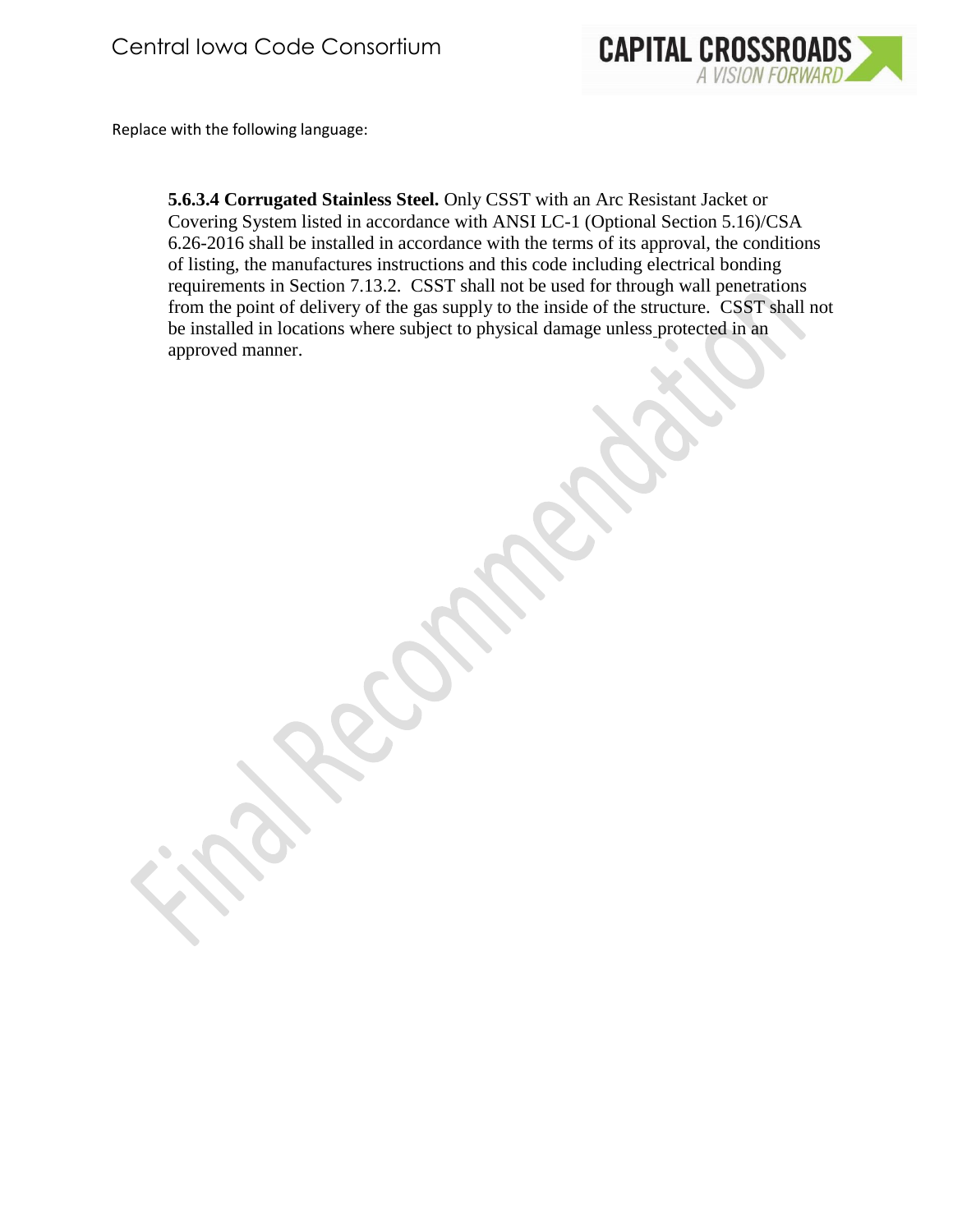Replace with the following language:

**5.6.3.4 Corrugated Stainless Steel.** Only CSST with an Arc Resistant Jacket or Covering System listed in accordance with ANSI LC-1 (Optional Section 5.16)/CSA 6.26-2016 shall be installed in accordance with the terms of its approval, the conditions of listing, the manufactures instructions and this code including electrical bonding requirements in Section 7.13.2. CSST shall not be used for through wall penetrations from the point of delivery of the gas supply to the inside of the structure. CSST shall not be installed in locations where subject to physical damage unless protected in an approved manner.